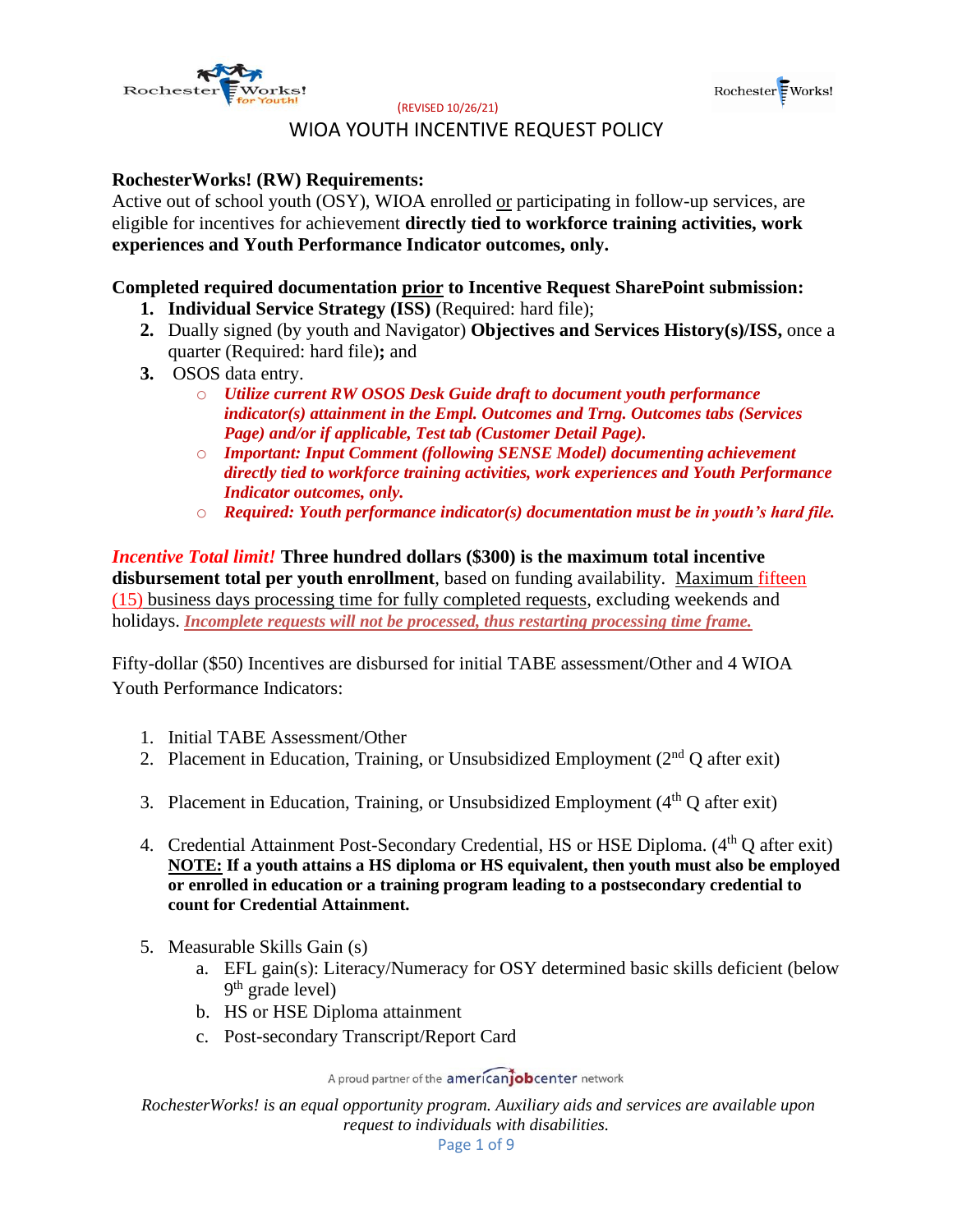(REVISED 10/26/21)

# WIOA YOUTH INCENTIVE REQUEST POLICY

**RochesterWorks! (RW) Requirements:**
Active out of school youth (OSY), WIOA enrolled or participating in follow-up services, are eligible for incentives for achievement **directly tied to workforce training activities, work experiences and Youth Performance Indicator outcomes, only.**

**Completed required documentation prior to Incentive Request SharePoint submission:**

1. **Individual Service Strategy (ISS)** (Required: hard file);
2. Dually signed (by youth and Navigator) **Objectives and Services History(s)/ISS,** once a quarter (Required: hard file)**;** and
3. OSOS data entry.
   - ***Utilize current RW OSOS Desk Guide draft to document youth performance indicator(s) attainment in the Empl. Outcomes and Trng. Outcomes tabs (Services Page) and/or if applicable, Test tab (Customer Detail Page).***
   - ***Important: Input Comment (following SENSE Model) documenting achievement directly tied to workforce training activities, work experiences and Youth Performance Indicator outcomes, only.***
   - ***Required: Youth performance indicator(s) documentation must be in youth's hard file.***

***Incentive Total limit!*** **Three hundred dollars ($300) is the maximum total incentive disbursement total per youth enrollment**, based on funding availability. Maximum fifteen (15) business days processing time for fully completed requests, excluding weekends and holidays. ***Incomplete requests will not be processed, thus restarting processing time frame.***

Fifty-dollar ($50) Incentives are disbursed for initial TABE assessment/Other and 4 WIOA Youth Performance Indicators:

1. Initial TABE Assessment/Other
2. Placement in Education, Training, or Unsubsidized Employment (2nd Q after exit)
3. Placement in Education, Training, or Unsubsidized Employment (4th Q after exit)
4. Credential Attainment Post-Secondary Credential, HS or HSE Diploma. (4th Q after exit)
   **NOTE: If a youth attains a HS diploma or HS equivalent, then youth must also be employed or enrolled in education or a training program leading to a postsecondary credential to count for Credential Attainment.**
5. Measurable Skills Gain (s)
   a. EFL gain(s): Literacy/Numeracy for OSY determined basic skills deficient (below 9th grade level)
   b. HS or HSE Diploma attainment
   c. Post-secondary Transcript/Report Card

*RochesterWorks! is an equal opportunity program. Auxiliary aids and services are available upon request to individuals with disabilities.*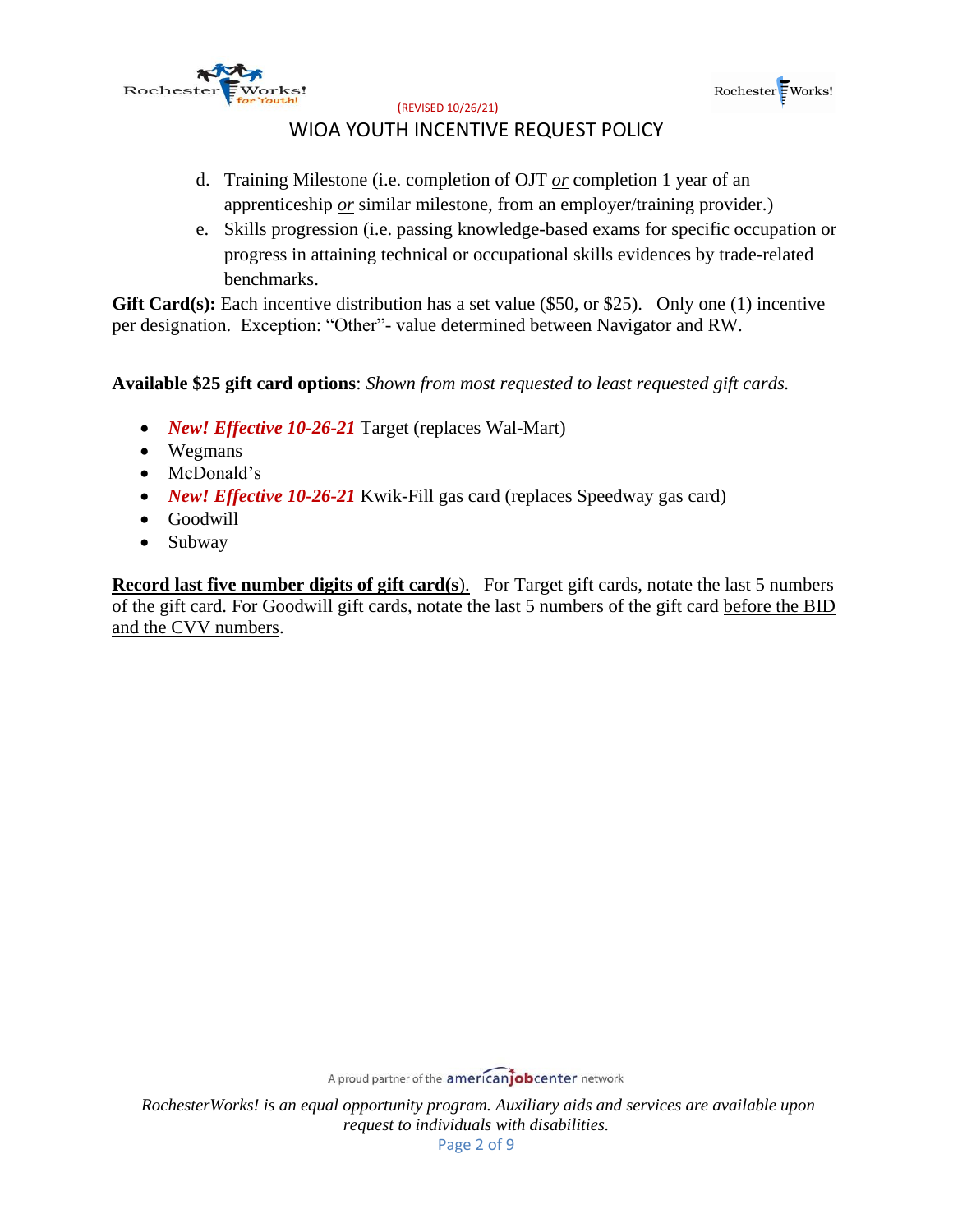d. Training Milestone (i.e. completion of OJT *or* completion 1 year of an apprenticeship *or* similar milestone, from an employer/training provider.)
e. Skills progression (i.e. passing knowledge-based exams for specific occupation or progress in attaining technical or occupational skills evidences by trade-related benchmarks.

**Gift Card(s):** Each incentive distribution has a set value ($50, or $25). Only one (1) incentive per designation. Exception: "Other"- value determined between Navigator and RW.

**Available $25 gift card options**: *Shown from most requested to least requested gift cards.*

- ***New! Effective 10-26-21*** Target (replaces Wal-Mart)
- Wegmans
- McDonald's
- ***New! Effective 10-26-21*** Kwik-Fill gas card (replaces Speedway gas card)
- Goodwill
- Subway

**Record last five number digits of gift card(s)**. For Target gift cards, notate the last 5 numbers of the gift card. For Goodwill gift cards, notate the last 5 numbers of the gift card before the BID and the CVV numbers.

A proud partner of the americanjobcenter network

*RochesterWorks! is an equal opportunity program. Auxiliary aids and services are available upon request to individuals with disabilities.*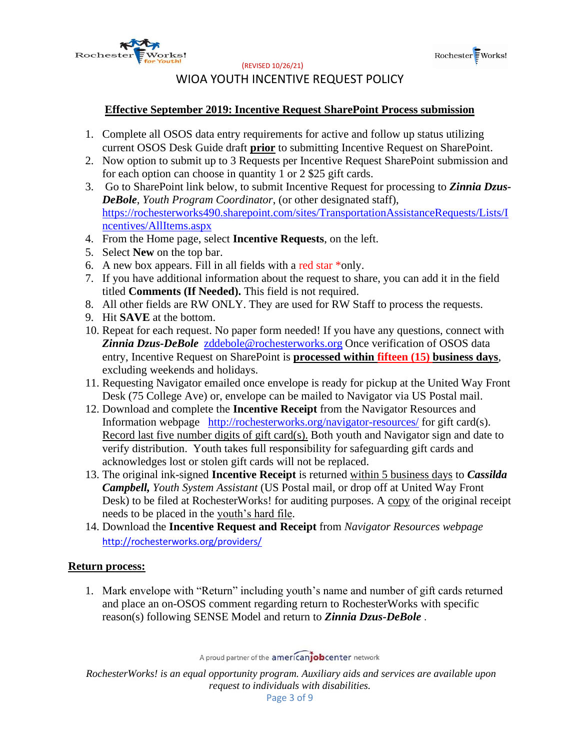(REVISED 10/26/21)

# WIOA YOUTH INCENTIVE REQUEST POLICY

## Effective September 2019: Incentive Request SharePoint Process submission

1. Complete all OSOS data entry requirements for active and follow up status utilizing current OSOS Desk Guide draft **prior** to submitting Incentive Request on SharePoint.
2. Now option to submit up to 3 Requests per Incentive Request SharePoint submission and for each option can choose in quantity 1 or 2 $25 gift cards.
3. Go to SharePoint link below, to submit Incentive Request for processing to ***Zinnia Dzus-DeBole***, *Youth Program Coordinator*, (or other designated staff), https://rochesterworks490.sharepoint.com/sites/TransportationAssistanceRequests/Lists/Incentives/AllItems.aspx
4. From the Home page, select **Incentive Requests**, on the left.
5. Select **New** on the top bar.
6. A new box appears. Fill in all fields with a red star *only.
7. If you have additional information about the request to share, you can add it in the field titled **Comments (If Needed).** This field is not required.
8. All other fields are RW ONLY. They are used for RW Staff to process the requests.
9. Hit **SAVE** at the bottom.
10. Repeat for each request. No paper form needed! If you have any questions, connect with ***Zinnia Dzus-DeBole*** zddebole@rochesterworks.org Once verification of OSOS data entry, Incentive Request on SharePoint is **processed within fifteen (15) business days**, excluding weekends and holidays.
11. Requesting Navigator emailed once envelope is ready for pickup at the United Way Front Desk (75 College Ave) or, envelope can be mailed to Navigator via US Postal mail.
12. Download and complete the **Incentive Receipt** from the Navigator Resources and Information webpage http://rochesterworks.org/navigator-resources/ for gift card(s). Record last five number digits of gift card(s). Both youth and Navigator sign and date to verify distribution. Youth takes full responsibility for safeguarding gift cards and acknowledges lost or stolen gift cards will not be replaced.
13. The original ink-signed **Incentive Receipt** is returned within 5 business days to ***Cassilda Campbell,*** *Youth System Assistant* (US Postal mail, or drop off at United Way Front Desk) to be filed at RochesterWorks! for auditing purposes. A copy of the original receipt needs to be placed in the youth's hard file.
14. Download the **Incentive Request and Receipt** from *Navigator Resources webpage* http://rochesterworks.org/providers/

## Return process:

1. Mark envelope with "Return" including youth's name and number of gift cards returned and place an on-OSOS comment regarding return to RochesterWorks with specific reason(s) following SENSE Model and return to ***Zinnia Dzus-DeBole*** .

A proud partner of the americanjobcenter network

*RochesterWorks! is an equal opportunity program. Auxiliary aids and services are available upon request to individuals with disabilities.*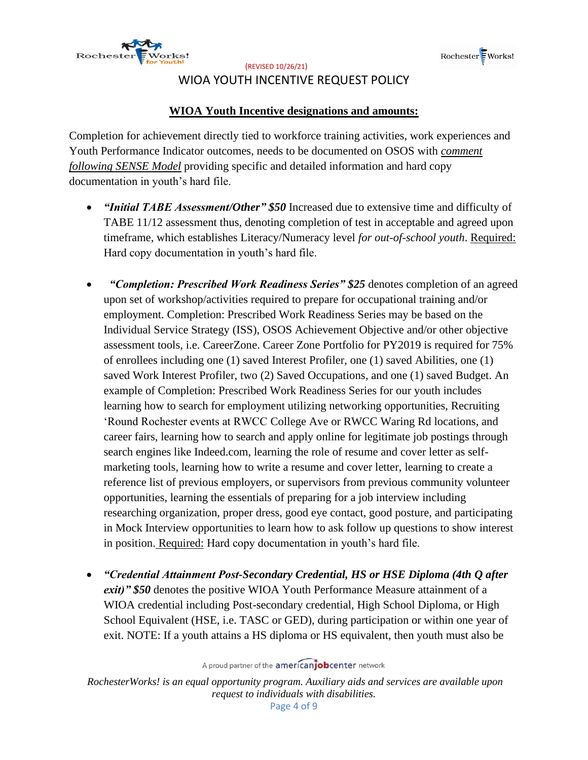(REVISED 10/26/21)

# WIOA YOUTH INCENTIVE REQUEST POLICY

## WIOA Youth Incentive designations and amounts:

Completion for achievement directly tied to workforce training activities, work experiences and Youth Performance Indicator outcomes, needs to be documented on OSOS with *comment following SENSE Model* providing specific and detailed information and hard copy documentation in youth's hard file.

- ***"Initial TABE Assessment/Other" $50*** Increased due to extensive time and difficulty of TABE 11/12 assessment thus, denoting completion of test in acceptable and agreed upon timeframe, which establishes Literacy/Numeracy level *for out-of-school youth*. Required: Hard copy documentation in youth's hard file.

- ***"Completion: Prescribed Work Readiness Series" $25*** denotes completion of an agreed upon set of workshop/activities required to prepare for occupational training and/or employment. Completion: Prescribed Work Readiness Series may be based on the Individual Service Strategy (ISS), OSOS Achievement Objective and/or other objective assessment tools, i.e. CareerZone. Career Zone Portfolio for PY2019 is required for 75% of enrollees including one (1) saved Interest Profiler, one (1) saved Abilities, one (1) saved Work Interest Profiler, two (2) Saved Occupations, and one (1) saved Budget. An example of Completion: Prescribed Work Readiness Series for our youth includes learning how to search for employment utilizing networking opportunities, Recruiting 'Round Rochester events at RWCC College Ave or RWCC Waring Rd locations, and career fairs, learning how to search and apply online for legitimate job postings through search engines like Indeed.com, learning the role of resume and cover letter as self-marketing tools, learning how to write a resume and cover letter, learning to create a reference list of previous employers, or supervisors from previous community volunteer opportunities, learning the essentials of preparing for a job interview including researching organization, proper dress, good eye contact, good posture, and participating in Mock Interview opportunities to learn how to ask follow up questions to show interest in position. Required: Hard copy documentation in youth's hard file.

- ***"Credential Attainment Post-Secondary Credential, HS or HSE Diploma (4th Q after exit)" $50*** denotes the positive WIOA Youth Performance Measure attainment of a WIOA credential including Post-secondary credential, High School Diploma, or High School Equivalent (HSE, i.e. TASC or GED), during participation or within one year of exit. NOTE: If a youth attains a HS diploma or HS equivalent, then youth must also be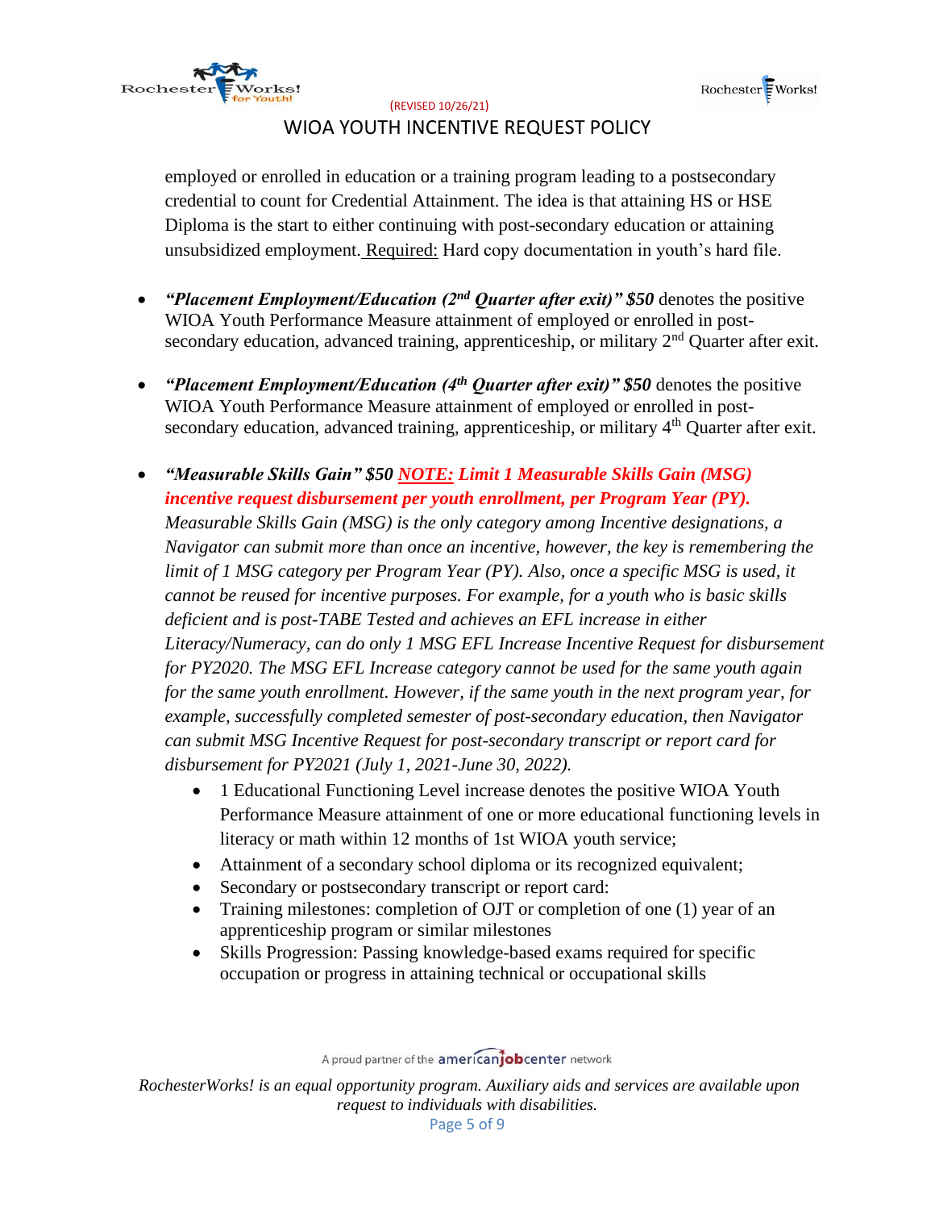employed or enrolled in education or a training program leading to a postsecondary credential to count for Credential Attainment. The idea is that attaining HS or HSE Diploma is the start to either continuing with post-secondary education or attaining unsubsidized employment. Required: Hard copy documentation in youth's hard file.

- ***"Placement Employment/Education (2nd Quarter after exit)" $50*** denotes the positive WIOA Youth Performance Measure attainment of employed or enrolled in post-secondary education, advanced training, apprenticeship, or military 2nd Quarter after exit.

- ***"Placement Employment/Education (4th Quarter after exit)" $50*** denotes the positive WIOA Youth Performance Measure attainment of employed or enrolled in post-secondary education, advanced training, apprenticeship, or military 4th Quarter after exit.

- ***"Measurable Skills Gain" $50*** ***NOTE: Limit 1 Measurable Skills Gain (MSG) incentive request disbursement per youth enrollment, per Program Year (PY).*** *Measurable Skills Gain (MSG) is the only category among Incentive designations, a Navigator can submit more than once an incentive, however, the key is remembering the limit of 1 MSG category per Program Year (PY). Also, once a specific MSG is used, it cannot be reused for incentive purposes. For example, for a youth who is basic skills deficient and is post-TABE Tested and achieves an EFL increase in either Literacy/Numeracy, can do only 1 MSG EFL Increase Incentive Request for disbursement for PY2020. The MSG EFL Increase category cannot be used for the same youth again for the same youth enrollment. However, if the same youth in the next program year, for example, successfully completed semester of post-secondary education, then Navigator can submit MSG Incentive Request for post-secondary transcript or report card for disbursement for PY2021 (July 1, 2021-June 30, 2022).*
  - 1 Educational Functioning Level increase denotes the positive WIOA Youth Performance Measure attainment of one or more educational functioning levels in literacy or math within 12 months of 1st WIOA youth service;
  - Attainment of a secondary school diploma or its recognized equivalent;
  - Secondary or postsecondary transcript or report card:
  - Training milestones: completion of OJT or completion of one (1) year of an apprenticeship program or similar milestones
  - Skills Progression: Passing knowledge-based exams required for specific occupation or progress in attaining technical or occupational skills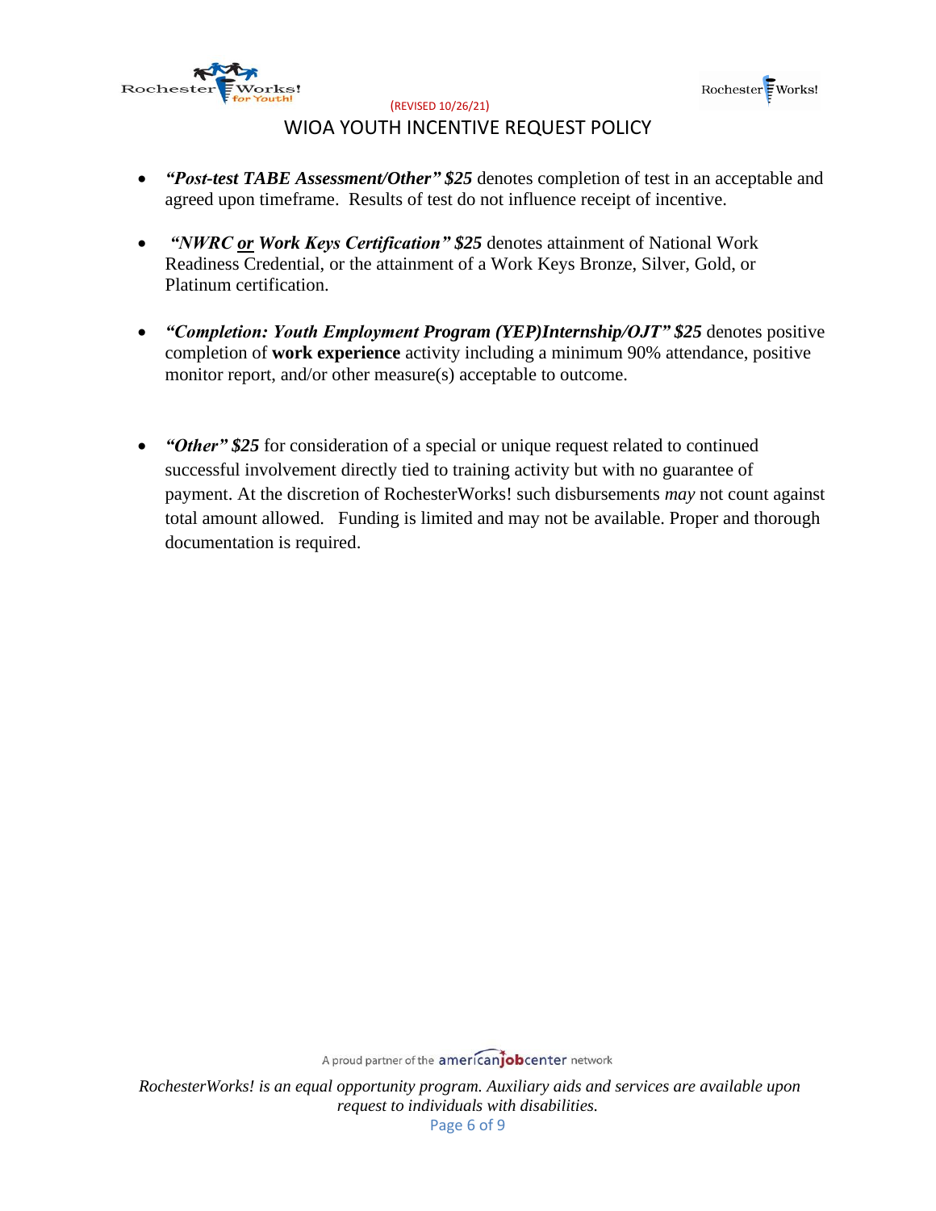- ***"Post-test TABE Assessment/Other" $25*** denotes completion of test in an acceptable and agreed upon timeframe. Results of test do not influence receipt of incentive.

- ***"NWRC <u>or</u> Work Keys Certification" $25*** denotes attainment of National Work Readiness Credential, or the attainment of a Work Keys Bronze, Silver, Gold, or Platinum certification.

- ***"Completion: Youth Employment Program (YEP)Internship/OJT" $25*** denotes positive completion of **work experience** activity including a minimum 90% attendance, positive monitor report, and/or other measure(s) acceptable to outcome.

- ***"Other" $25*** for consideration of a special or unique request related to continued successful involvement directly tied to training activity but with no guarantee of payment. At the discretion of RochesterWorks! such disbursements *may* not count against total amount allowed. Funding is limited and may not be available. Proper and thorough documentation is required.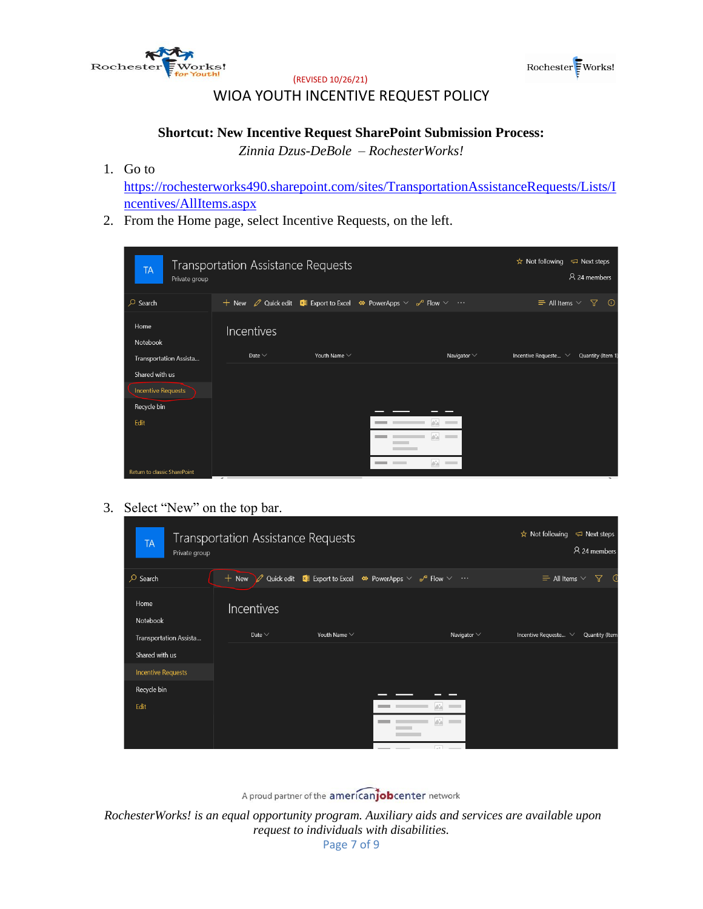(REVISED 10/26/21)

# WIOA YOUTH INCENTIVE REQUEST POLICY

## Shortcut: New Incentive Request SharePoint Submission Process:

*Zinnia Dzus-DeBole – RochesterWorks!*

1. Go to https://rochesterworks490.sharepoint.com/sites/TransportationAssistanceRequests/Lists/Incentives/AllItems.aspx
2. From the Home page, select Incentive Requests, on the left.
3. Select "New" on the top bar.

A proud partner of the americanjobcenter network

*RochesterWorks! is an equal opportunity program. Auxiliary aids and services are available upon request to individuals with disabilities.*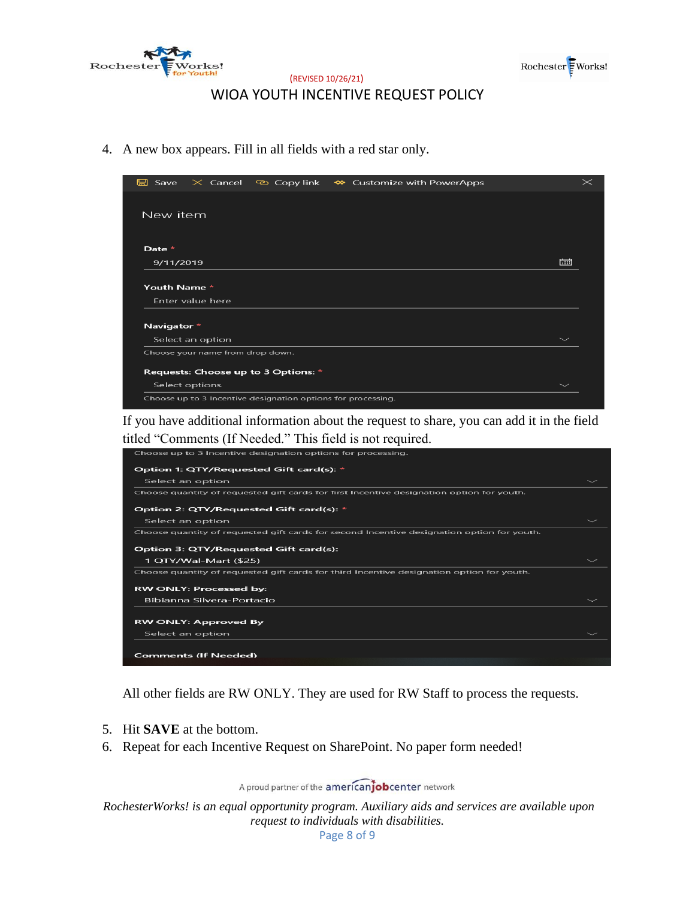4. A new box appears. Fill in all fields with a red star only.

Save | Cancel | Copy link | Customize with PowerApps

New item

**Date** *
9/11/2019

**Youth Name** *
Enter value here

**Navigator** *
Select an option
Choose your name from drop down.

**Requests: Choose up to 3 Options:** *
Select options
Choose up to 3 incentive designation options for processing.

If you have additional information about the request to share, you can add it in the field titled "Comments (If Needed." This field is not required.

Choose up to 3 incentive designation options for processing.

**Option 1: QTY/Requested Gift card(s):** *
Select an option
Choose quantity of requested gift cards for first incentive designation option for youth.

**Option 2: QTY/Requested Gift card(s):** *
Select an option
Choose quantity of requested gift cards for second incentive designation option for youth.

**Option 3: QTY/Requested Gift card(s):**
1 QTY/Wal-Mart ($25)
Choose quantity of requested gift cards for third incentive designation option for youth.

**RW ONLY: Processed by:**
Bibianna Silvera-Portacio

**RW ONLY: Approved By**
Select an option

**Comments (If Needed)**

All other fields are RW ONLY. They are used for RW Staff to process the requests.

5. Hit **SAVE** at the bottom.
6. Repeat for each Incentive Request on SharePoint. No paper form needed!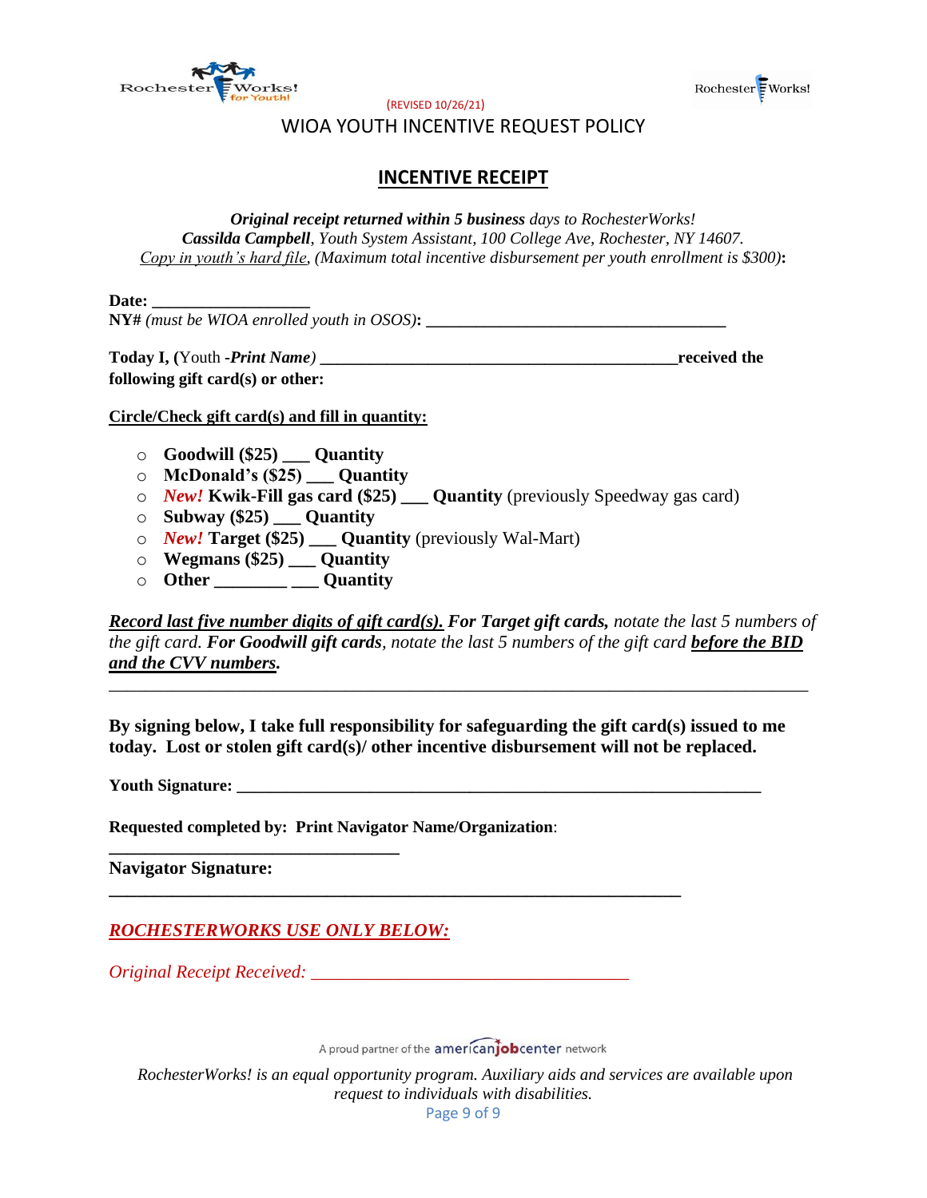(REVISED 10/26/21)

WIOA YOUTH INCENTIVE REQUEST POLICY

## INCENTIVE RECEIPT

***Original receipt returned within 5 business** days to RochesterWorks!*
***Cassilda Campbell**, Youth System Assistant, 100 College Ave, Rochester, NY 14607.*
*Copy in youth's hard file, (Maximum total incentive disbursement per youth enrollment is $300)***:**

**Date: ___________________**
**NY#** *(must be WIOA enrolled youth in OSOS)***: ____________________________________**

**Today I, (**Youth -***Print Name****)* **__________________________________________received the following gift card(s) or other:**

**Circle/Check gift card(s) and fill in quantity:**

- **Goodwill ($25) ___ Quantity**
- **McDonald's ($25) ___ Quantity**
- ***New!* Kwik-Fill gas card ($25) ___ Quantity** (previously Speedway gas card)
- **Subway ($25) ___ Quantity**
- ***New!* Target ($25) ___ Quantity** (previously Wal-Mart)
- **Wegmans ($25) ___ Quantity**
- **Other ________ ___ Quantity**

***Record last five number digits of gift card(s). For Target gift cards,*** *notate the last 5 numbers of the gift card.* ***For Goodwill gift cards****, notate the last 5 numbers of the gift card* ***before the BID and the CVV numbers.***

_______________________________________________________________________________

**By signing below, I take full responsibility for safeguarding the gift card(s) issued to me today. Lost or stolen gift card(s)/ other incentive disbursement will not be replaced.**

**Youth Signature: ______________________________________________________________**

**Requested completed by: Print Navigator Name/Organization**:

**__________________________________**

**Navigator Signature:**

**___________________________________________________________________**

***ROCHESTERWORKS USE ONLY BELOW:***

*Original Receipt Received: ___________________________________*

A proud partner of the americanjobcenter network

*RochesterWorks! is an equal opportunity program. Auxiliary aids and services are available upon request to individuals with disabilities.*